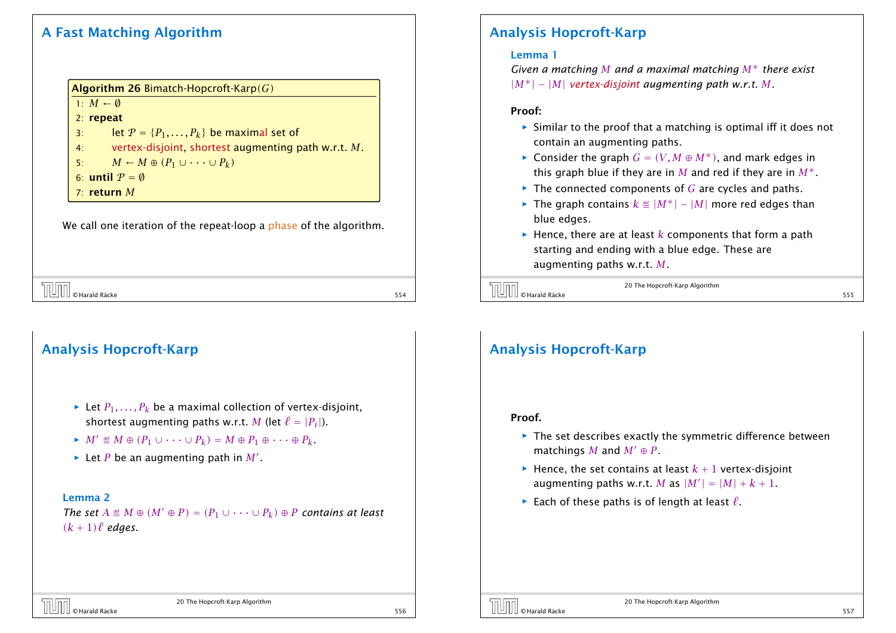## A Fast Matching Algorithm

**Algorithm 26** Bimatch-Hopcroft-Karp($G$)

```
1: M ← ∅
2: repeat
3:     let 𝒫 = {P_1, ..., P_k} be maximal set of
4:     vertex-disjoint, shortest augmenting path w.r.t. M.
5:     M ← M ⊕ (P_1 ∪ ··· ∪ P_k)
6: until 𝒫 = ∅
7: return M
```

We call one iteration of the repeat-loop a phase of the algorithm.

## Analysis Hopcroft-Karp

**Lemma 1**

*Given a matching $M$ and a maximal matching $M^*$ there exist $|M^*| - |M|$ vertex-disjoint augmenting path w.r.t. $M$.*

**Proof:**

- Similar to the proof that a matching is optimal iff it does not contain an augmenting paths.
- Consider the graph $G = (V, M \oplus M^*)$, and mark edges in this graph blue if they are in $M$ and red if they are in $M^*$.
- The connected components of $G$ are cycles and paths.
- The graph contains $k \stackrel{\text{def}}{=} |M^*| - |M|$ more red edges than blue edges.
- Hence, there are at least $k$ components that form a path starting and ending with a blue edge. These are augmenting paths w.r.t. $M$.

## Analysis Hopcroft-Karp

- Let $P_1, \dots, P_k$ be a maximal collection of vertex-disjoint, shortest augmenting paths w.r.t. $M$ (let $\ell = |P_i|$).
- $M' \stackrel{\text{def}}{=} M \oplus (P_1 \cup \cdots \cup P_k) = M \oplus P_1 \oplus \cdots \oplus P_k$.
- Let $P$ be an augmenting path in $M'$.

**Lemma 2**

*The set $A \stackrel{\text{def}}{=} M \oplus (M' \oplus P) = (P_1 \cup \cdots \cup P_k) \oplus P$ contains at least $(k+1)\ell$ edges.*

## Analysis Hopcroft-Karp

**Proof.**

- The set describes exactly the symmetric difference between matchings $M$ and $M' \oplus P$.
- Hence, the set contains at least $k+1$ vertex-disjoint augmenting paths w.r.t. $M$ as $|M'| = |M| + k + 1$.
- Each of these paths is of length at least $\ell$.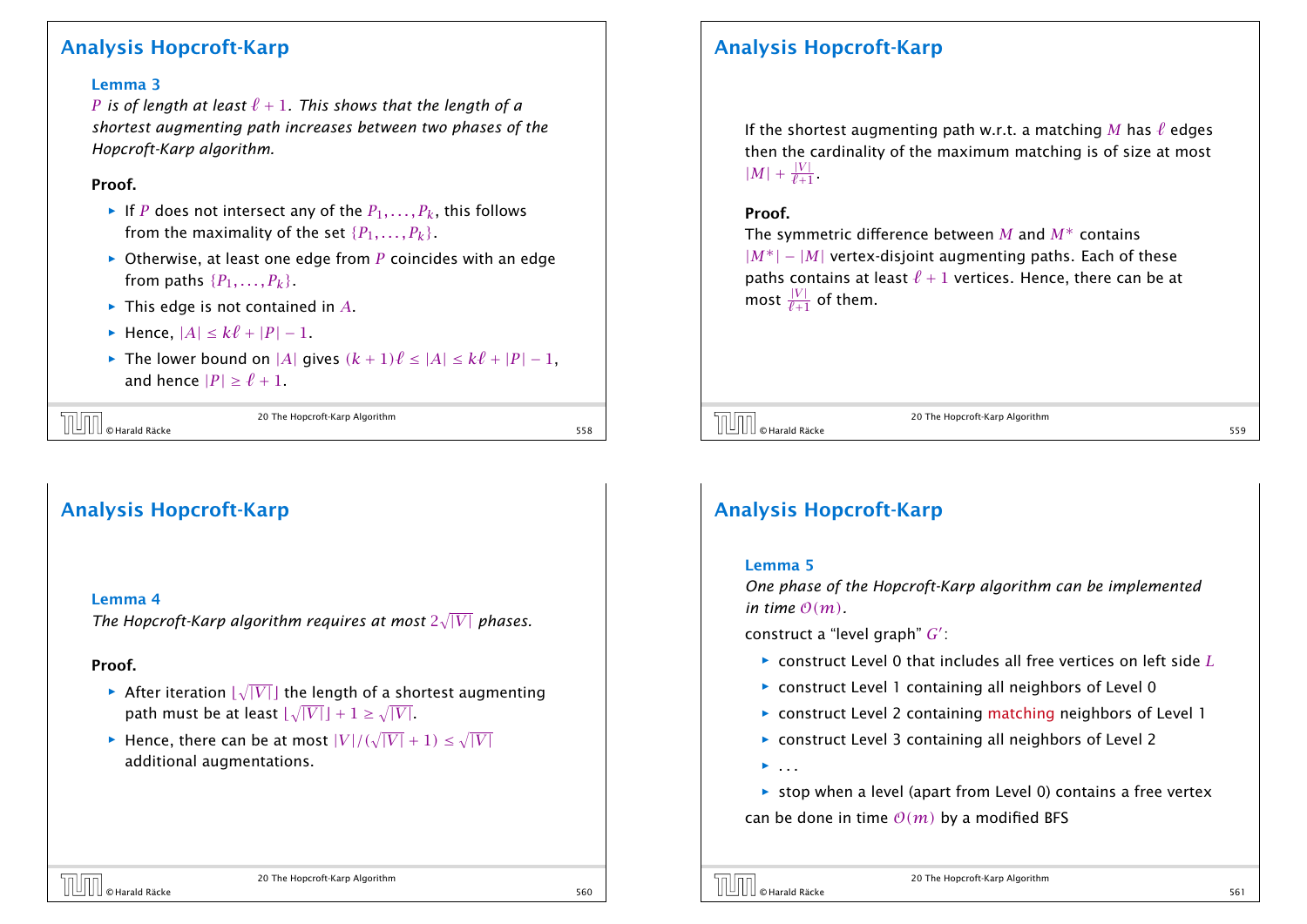## Analysis Hopcroft-Karp

**Lemma 3**

*$P$ is of length at least $\ell + 1$. This shows that the length of a shortest augmenting path increases between two phases of the Hopcroft-Karp algorithm.*

**Proof.**

- If $P$ does not intersect any of the $P_1, \dots, P_k$, this follows from the maximality of the set $\{P_1, \dots, P_k\}$.
- Otherwise, at least one edge from $P$ coincides with an edge from paths $\{P_1, \dots, P_k\}$.
- This edge is not contained in $A$.
- Hence, $|A| \leq k\ell + |P| - 1$.
- The lower bound on $|A|$ gives $(k+1)\ell \leq |A| \leq k\ell + |P| - 1$, and hence $|P| \geq \ell + 1$.

## Analysis Hopcroft-Karp

If the shortest augmenting path w.r.t. a matching $M$ has $\ell$ edges then the cardinality of the maximum matching is of size at most $|M| + \frac{|V|}{\ell+1}$.

**Proof.**

The symmetric difference between $M$ and $M^*$ contains $|M^*| - |M|$ vertex-disjoint augmenting paths. Each of these paths contains at least $\ell + 1$ vertices. Hence, there can be at most $\frac{|V|}{\ell+1}$ of them.

## Analysis Hopcroft-Karp

**Lemma 4**

*The Hopcroft-Karp algorithm requires at most $2\sqrt{|V|}$ phases.*

**Proof.**

- After iteration $\lfloor\sqrt{|V|}\rfloor$ the length of a shortest augmenting path must be at least $\lfloor\sqrt{|V|}\rfloor + 1 \geq \sqrt{|V|}$.
- Hence, there can be at most $|V|/(\sqrt{|V|} + 1) \leq \sqrt{|V|}$ additional augmentations.

## Analysis Hopcroft-Karp

**Lemma 5**

*One phase of the Hopcroft-Karp algorithm can be implemented in time $\mathcal{O}(m)$.*

construct a "level graph" $G'$:

- construct Level 0 that includes all free vertices on left side $L$
- construct Level 1 containing all neighbors of Level 0
- construct Level 2 containing matching neighbors of Level 1
- construct Level 3 containing all neighbors of Level 2
- ...
- stop when a level (apart from Level 0) contains a free vertex

can be done in time $\mathcal{O}(m)$ by a modified BFS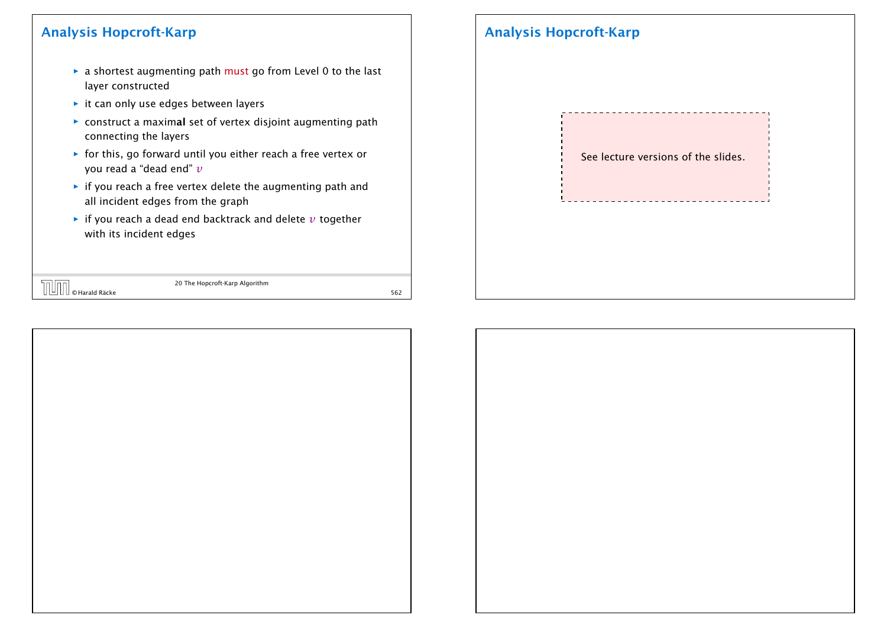## Analysis Hopcroft-Karp

- a shortest augmenting path must go from Level 0 to the last layer constructed
- it can only use edges between layers
- construct a maxim**al** set of vertex disjoint augmenting path connecting the layers
- for this, go forward until you either reach a free vertex or you read a "dead end" $v$
- if you reach a free vertex delete the augmenting path and all incident edges from the graph
- if you reach a dead end backtrack and delete $v$ together with its incident edges

## Analysis Hopcroft-Karp

See lecture versions of the slides.